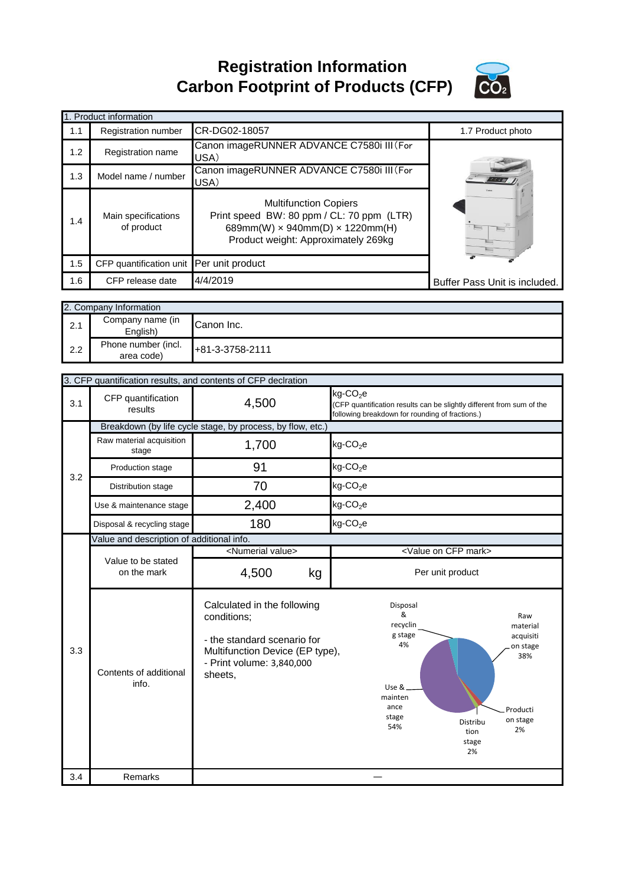# Registration Information
# Carbon Footprint of Products (CFP)

| 1. Product information | | | |
|---|---|---|---|
| 1.1 | Registration number | CR-DG02-18057 | 1.7 Product photo |
| 1.2 | Registration name | Canon imageRUNNER ADVANCE C7580i III（For USA） | |
| 1.3 | Model name / number | Canon imageRUNNER ADVANCE C7580i III（For USA） | |
| 1.4 | Main specifications of product | Multifunction Copiers<br>Print speed BW: 80 ppm / CL: 70 ppm (LTR)<br>689mm(W) × 940mm(D) × 1220mm(H)<br>Product weight: Approximately 269kg | |
| 1.5 | CFP quantification unit | Per unit product | |
| 1.6 | CFP release date | 4/4/2019 | Buffer Pass Unit is included. |

| 2. Company Information | | |
|---|---|---|
| 2.1 | Company name (in English) | Canon Inc. |
| 2.2 | Phone number (incl. area code) | +81-3-3758-2111 |

| 3. CFP quantification results, and contents of CFP declration | | | |
|---|---|---|---|
| 3.1 | CFP quantification results | 4,500 | kg-$CO_2$e<br>(CFP quantification results can be slightly different from sum of the following breakdown for rounding of fractions.) |
| 3.2 | Breakdown (by life cycle stage, by process, by flow, etc.) | | |
| | Raw material acquisition stage | 1,700 | kg-$CO_2$e |
| | Production stage | 91 | kg-$CO_2$e |
| | Distribution stage | 70 | kg-$CO_2$e |
| | Use & maintenance stage | 2,400 | kg-$CO_2$e |
| | Disposal & recycling stage | 180 | kg-$CO_2$e |
| 3.3 | Value and description of additional info. | | |
| | Value to be stated on the mark | &lt;Numerial value&gt;<br>4,500 kg | &lt;Value on CFP mark&gt;<br>Per unit product |
| | Contents of additional info. | Calculated in the following conditions;<br><br>- the standard scenario for Multifunction Device (EP type),<br>- Print volume: 3,840,000 sheets, | Raw material acquisition stage 38%<br>Production stage 2%<br>Distribution stage 2%<br>Use & maintenance stage 54%<br>Disposal & recycling stage 4% |
| 3.4 | Remarks | — | |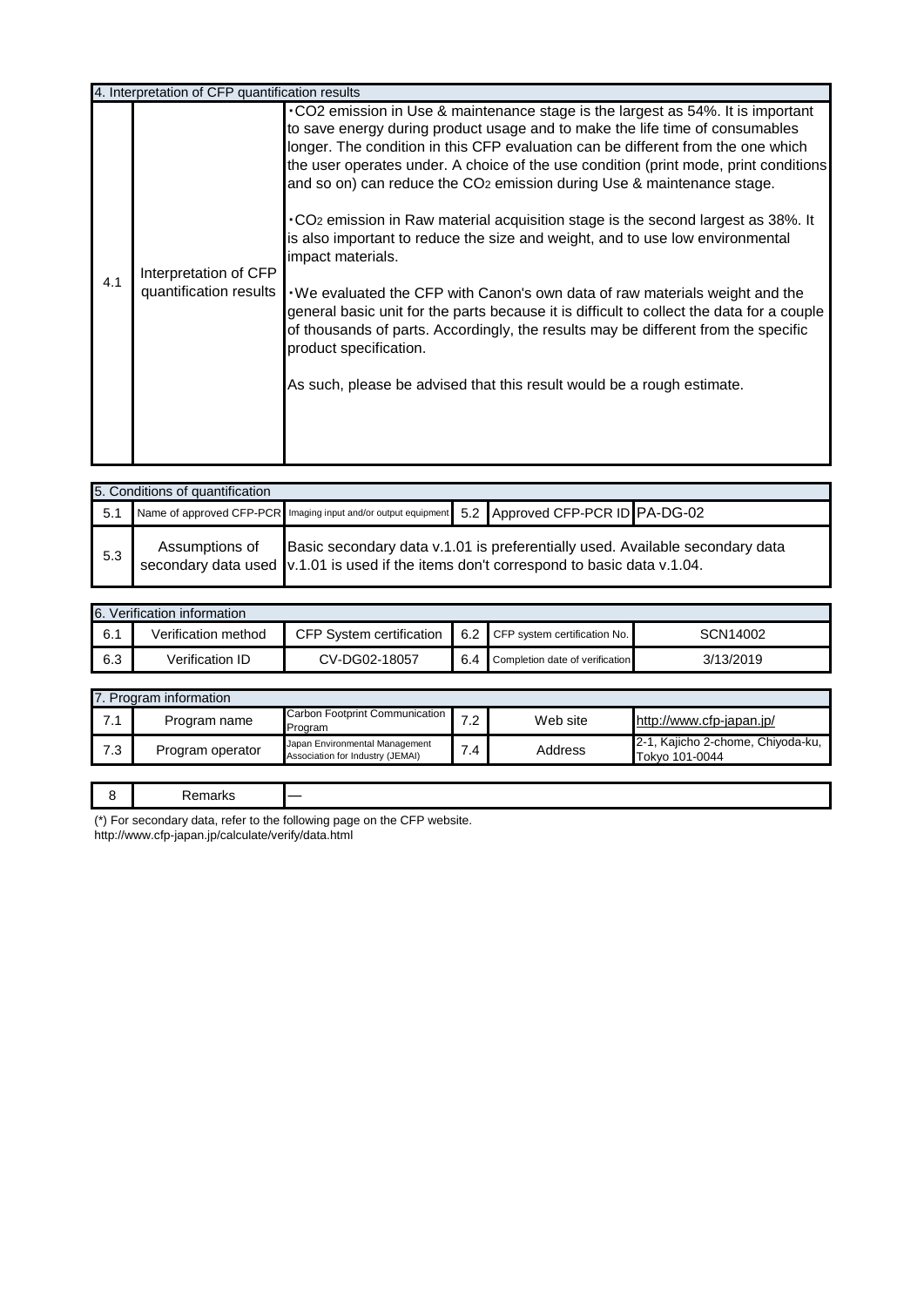| 4. Interpretation of CFP quantification results | | |
|---|---|---|
| 4.1 | Interpretation of CFP quantification results | ・$CO_2$ emission in Use & maintenance stage is the largest as 54%. It is important to save energy during product usage and to make the life time of consumables longer. The condition in this CFP evaluation can be different from the one which the user operates under. A choice of the use condition (print mode, print conditions and so on) can reduce the $CO_2$ emission during Use & maintenance stage.<br><br>・$CO_2$ emission in Raw material acquisition stage is the second largest as 38%. It is also important to reduce the size and weight, and to use low environmental impact materials.<br><br>・We evaluated the CFP with Canon's own data of raw materials weight and the general basic unit for the parts because it is difficult to collect the data for a couple of thousands of parts. Accordingly, the results may be different from the specific product specification.<br><br>As such, please be advised that this result would be a rough estimate. |

| 5. Conditions of quantification | | | | | |
|---|---|---|---|---|---|
| 5.1 | Name of approved CFP-PCR | Imaging input and/or output equipment | 5.2 | Approved CFP-PCR ID | PA-DG-02 |
| 5.3 | Assumptions of secondary data used | Basic secondary data v.1.01 is preferentially used. Available secondary data v.1.01 is used if the items don't correspond to basic data v.1.04. | | | |

| 6. Verification information | | | | | |
|---|---|---|---|---|---|
| 6.1 | Verification method | CFP System certification | 6.2 | CFP system certification No. | SCN14002 |
| 6.3 | Verification ID | CV-DG02-18057 | 6.4 | Completion date of verification | 3/13/2019 |

| 7. Program information | | | | | |
|---|---|---|---|---|---|
| 7.1 | Program name | Carbon Footprint Communication Program | 7.2 | Web site | http://www.cfp-japan.jp/ |
| 7.3 | Program operator | Japan Environmental Management Association for Industry (JEMAI) | 7.4 | Address | 2-1, Kajicho 2-chome, Chiyoda-ku, Tokyo 101-0044 |

| | | |
|---|---|---|
| 8 | Remarks | — |

(*) For secondary data, refer to the following page on the CFP website.
http://www.cfp-japan.jp/calculate/verify/data.html